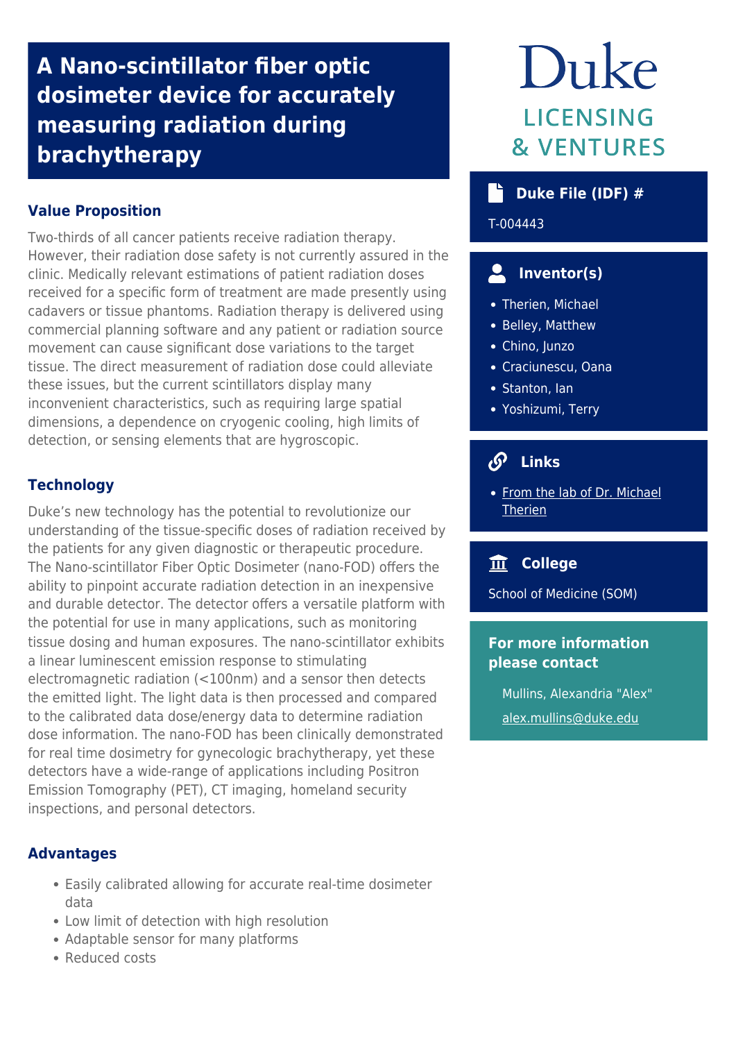# A Nano-scintillator fiber optic dosimeter device for accurately measuring radiation during brachytherapy

## Value Proposition

Two-thirds of all cancer patients receive radiation therapy. However, their radiation dose safety is not currently assured in the clinic. Medically relevant estimations of patient radiation doses received for a specific form of treatment are made presently using cadavers or tissue phantoms. Radiation therapy is delivered using commercial planning software and any patient or radiation source movement can cause significant dose variations to the target tissue. The direct measurement of radiation dose could alleviate these issues, but the current scintillators display many inconvenient characteristics, such as requiring large spatial dimensions, a dependence on cryogenic cooling, high limits of detection, or sensing elements that are hygroscopic.

## Technology

Duke's new technology has the potential to revolutionize our understanding of the tissue-specific doses of radiation received by the patients for any given diagnostic or therapeutic procedure. The Nano-scintillator Fiber Optic Dosimeter (nano-FOD) offers the ability to pinpoint accurate radiation detection in an inexpensive and durable detector. The detector offers a versatile platform with the potential for use in many applications, such as monitoring tissue dosing and human exposures. The nano-scintillator exhibits a linear luminescent emission response to stimulating electromagnetic radiation (<100nm) and a sensor then detects the emitted light. The light data is then processed and compared to the calibrated data dose/energy data to determine radiation dose information. The nano-FOD has been clinically demonstrated for real time dosimetry for gynecologic brachytherapy, yet these detectors have a wide-range of applications including Positron Emission Tomography (PET), CT imaging, homeland security inspections, and personal detectors.

## Advantages

- Easily calibrated allowing for accurate real-time dosimeter data
- Low limit of detection with high resolution
- Adaptable sensor for many platforms
- Reduced costs

Duke

LICENSING & VENTURES

### Duke File (IDF) #

T-004443

### Inventor(s)

- Therien, Michael
- Belley, Matthew
- Chino, Junzo
- Craciunescu, Oana
- Stanton, Ian
- Yoshizumi, Terry

### Links

- From the lab of Dr. Michael Therien

### College

School of Medicine (SOM)

### For more information please contact

Mullins, Alexandria "Alex"

alex.mullins@duke.edu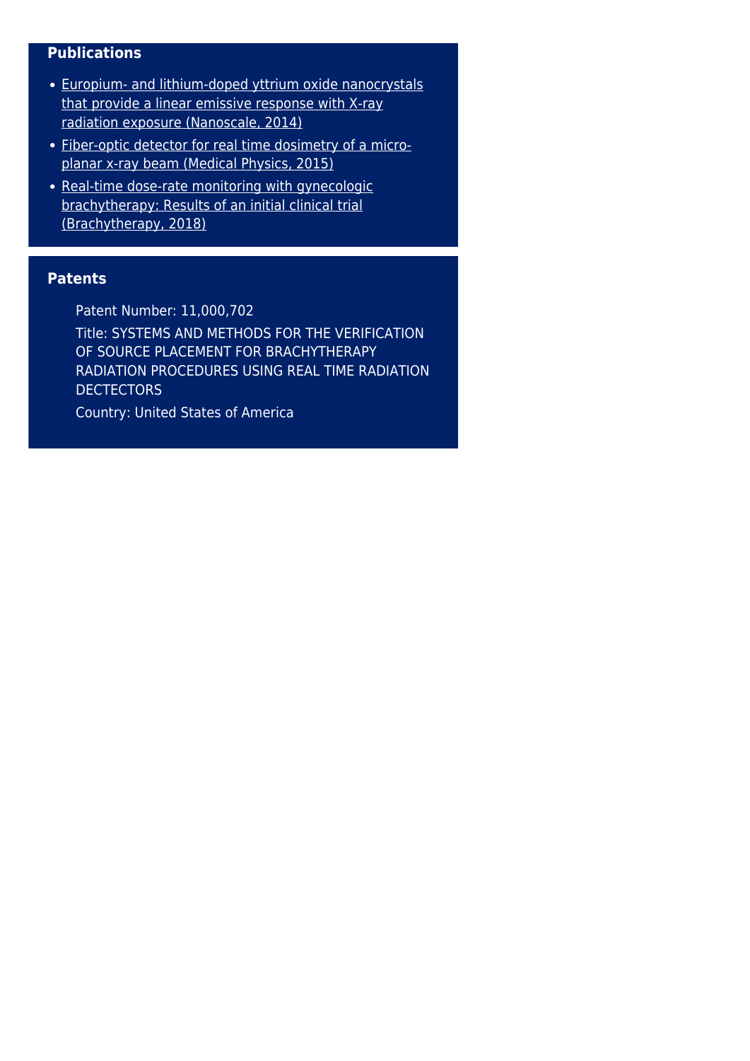## Publications

- Europium- and lithium-doped yttrium oxide nanocrystals that provide a linear emissive response with X-ray radiation exposure (Nanoscale, 2014)
- Fiber-optic detector for real time dosimetry of a micro-planar x-ray beam (Medical Physics, 2015)
- Real-time dose-rate monitoring with gynecologic brachytherapy: Results of an initial clinical trial (Brachytherapy, 2018)

## Patents

Patent Number: 11,000,702

Title: SYSTEMS AND METHODS FOR THE VERIFICATION OF SOURCE PLACEMENT FOR BRACHYTHERAPY RADIATION PROCEDURES USING REAL TIME RADIATION DECTECTORS

Country: United States of America